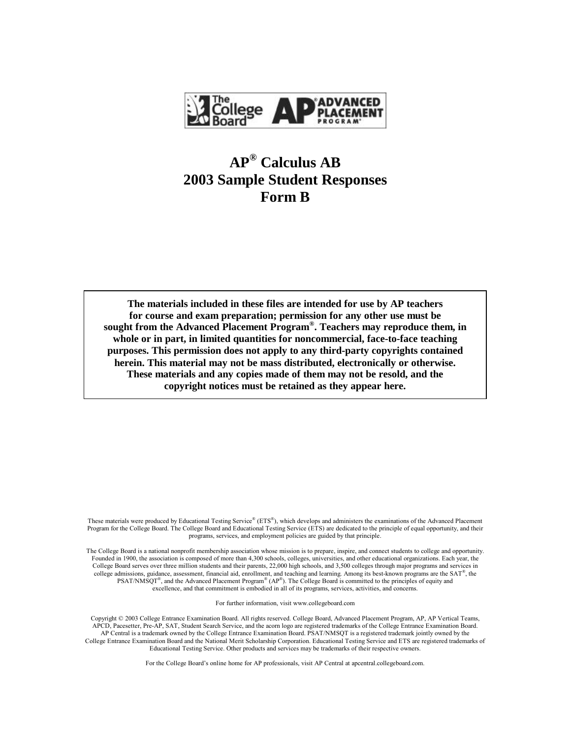# AP® Calculus AB
# 2003 Sample Student Responses
# Form B

**The materials included in these files are intended for use by AP teachers for course and exam preparation; permission for any other use must be sought from the Advanced Placement Program®. Teachers may reproduce them, in whole or in part, in limited quantities for noncommercial, face-to-face teaching purposes. This permission does not apply to any third-party copyrights contained herein. This material may not be mass distributed, electronically or otherwise. These materials and any copies made of them may not be resold, and the copyright notices must be retained as they appear here.**

These materials were produced by Educational Testing Service® (ETS®), which develops and administers the examinations of the Advanced Placement Program for the College Board. The College Board and Educational Testing Service (ETS) are dedicated to the principle of equal opportunity, and their programs, services, and employment policies are guided by that principle.

The College Board is a national nonprofit membership association whose mission is to prepare, inspire, and connect students to college and opportunity. Founded in 1900, the association is composed of more than 4,300 schools, colleges, universities, and other educational organizations. Each year, the College Board serves over three million students and their parents, 22,000 high schools, and 3,500 colleges through major programs and services in college admissions, guidance, assessment, financial aid, enrollment, and teaching and learning. Among its best-known programs are the SAT®, the PSAT/NMSQT®, and the Advanced Placement Program® (AP®). The College Board is committed to the principles of equity and excellence, and that commitment is embodied in all of its programs, services, activities, and concerns.

For further information, visit www.collegeboard.com

Copyright © 2003 College Entrance Examination Board. All rights reserved. College Board, Advanced Placement Program, AP, AP Vertical Teams, APCD, Pacesetter, Pre-AP, SAT, Student Search Service, and the acorn logo are registered trademarks of the College Entrance Examination Board. AP Central is a trademark owned by the College Entrance Examination Board. PSAT/NMSQT is a registered trademark jointly owned by the College Entrance Examination Board and the National Merit Scholarship Corporation. Educational Testing Service and ETS are registered trademarks of Educational Testing Service. Other products and services may be trademarks of their respective owners.

For the College Board's online home for AP professionals, visit AP Central at apcentral.collegeboard.com.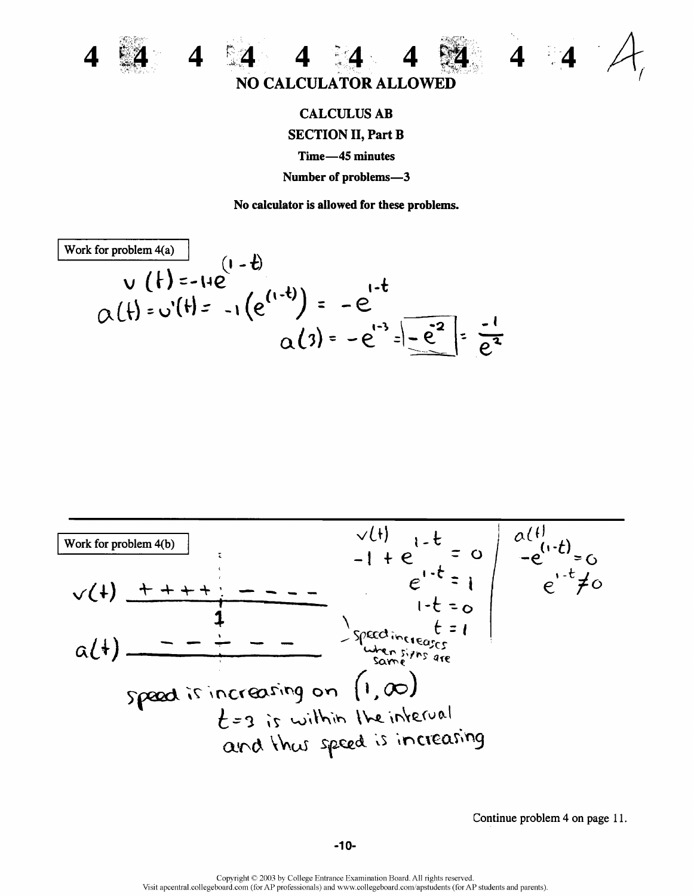4 4 4 4 4 4 4 4 4 4 A

**NO CALCULATOR ALLOWED**

**CALCULUS AB**

**SECTION II, Part B**

**Time—45 minutes**

**Number of problems—3**

**No calculator is allowed for these problems.**

Work for problem 4(a)

$$v(t) = -1 + e^{(1-t)}$$

$$a(t) = v'(t) = -1\left(e^{(1-t)}\right) = -e^{1-t}$$

$$a(3) = -e^{1-3} = \boxed{-e^{-2}} = \frac{-1}{e^2}$$

---

Work for problem 4(b)

$v(t)$ + + + + | − − − −

1

$a(t)$ − − − | − − −

Speed increases when signs are same

$v(t)$

$$-1 + e^{1-t} = 0$$

$$e^{1-t} = 1$$

$$1 - t = 0$$

$$t = 1$$

$a(t)$

$$-e^{(1-t)} = 0$$

$$e^{1-t} \neq 0$$

speed is increasing on $(1, \infty)$

$t = 3$ is within the interval and thus speed is increasing

Continue problem 4 on page 11.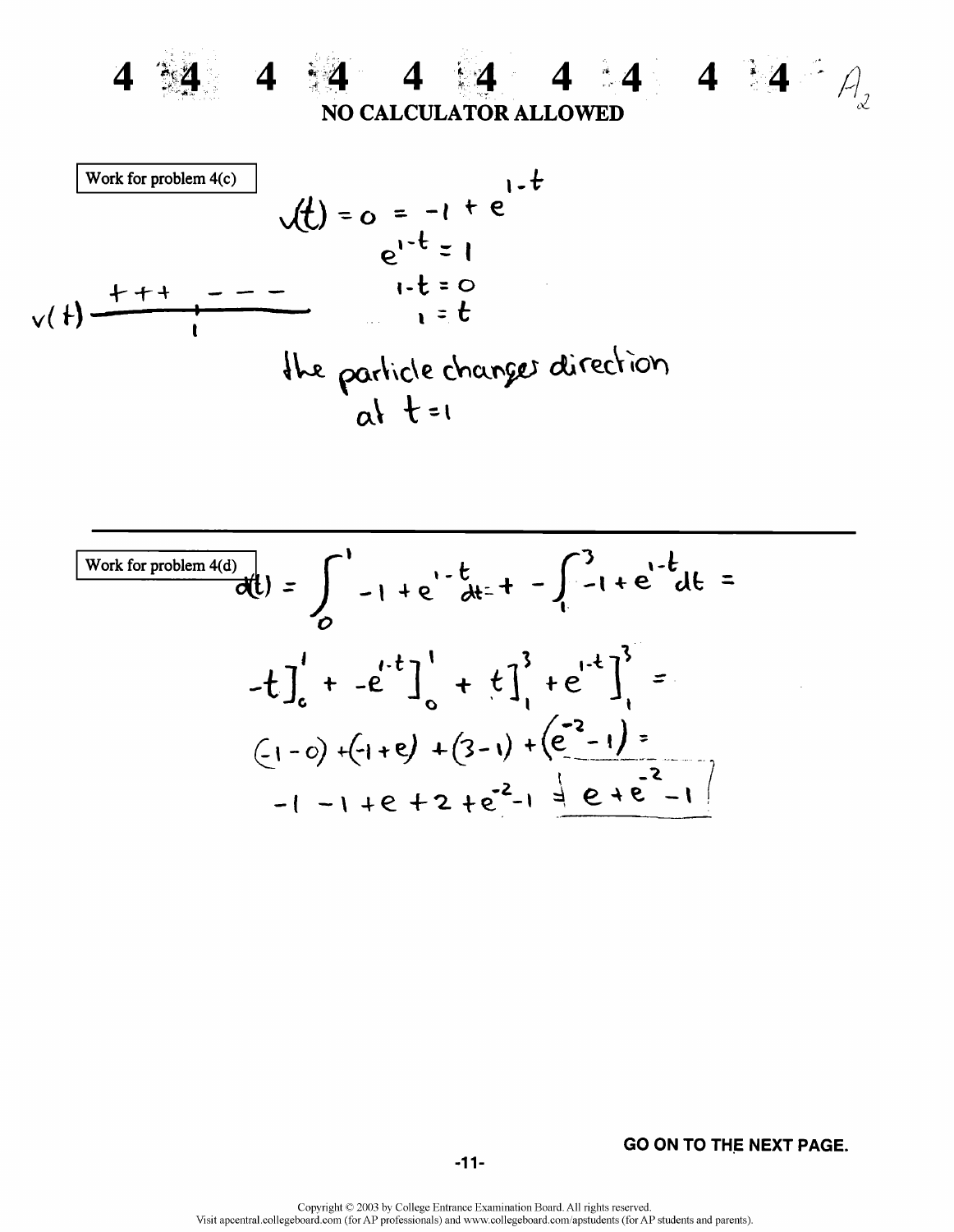# 4 4 4 4 4 4 4 4 4 4

**NO CALCULATOR ALLOWED**

A2

Work for problem 4(c)

$$v(t) = 0 = -1 + e^{1-t}$$

$$e^{1-t} = 1$$

$$1 - t = 0$$

$$1 = t$$

$v(t)$ sign chart: $+ + +$ before $1$, $- - -$ after $1$

the particle changes direction at $t = 1$

---

Work for problem 4(d)

$$d(t) = \int_0^1 -1 + e^{1-t}\,dt + -\int_1^3 -1 + e^{1-t}\,dt =$$

$$-t\Big]_0^1 + -e^{1-t}\Big]_0^1 + t\Big]_1^3 + e^{1-t}\Big]_1^3 =$$

$$(-1 - 0) + (-1 + e) + (3 - 1) + (e^{-2} - 1) =$$

$$-1 - 1 + e + 2 + e^{-2} - 1 = \boxed{e + e^{-2} - 1}$$

GO ON TO THE NEXT PAGE.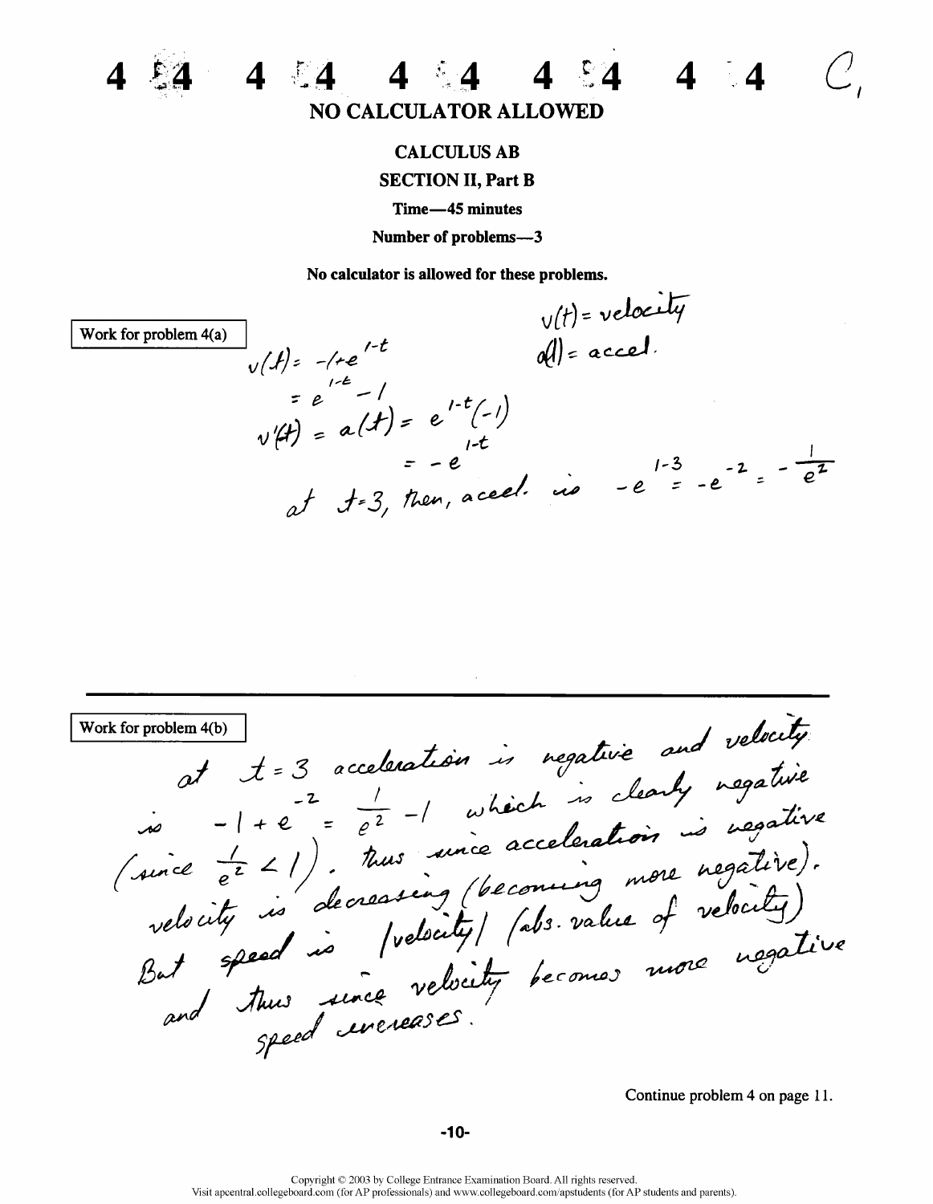# NO CALCULATOR ALLOWED

## CALCULUS AB

### SECTION II, Part B

**Time—45 minutes**

**Number of problems—3**

**No calculator is allowed for these problems.**

**Work for problem 4(a)**

$v(t)$ = velocity

$a(t)$ = accel.

$$v(t) = -1 + e^{1-t}$$

$$= e^{1-t} - 1$$

$$v'(t) = a(t) = e^{1-t}(-1)$$

$$= -e^{1-t}$$

at $t = 3$, then, accel. is $-e^{1-3} = -e^{-2} = -\frac{1}{e^2}$

**Work for problem 4(b)**

at $t = 3$ acceleration is negative and velocity is $-1 + e^{-2} = \frac{1}{e^2} - 1$ which is clearly negative (since $\frac{1}{e^2} < 1$). thus since acceleration is negative velocity is decreasing (becoming more negative). But speed is |velocity| (abs. value of velocity) and thus since velocity becomes more negative speed increases.

Continue problem 4 on page 11.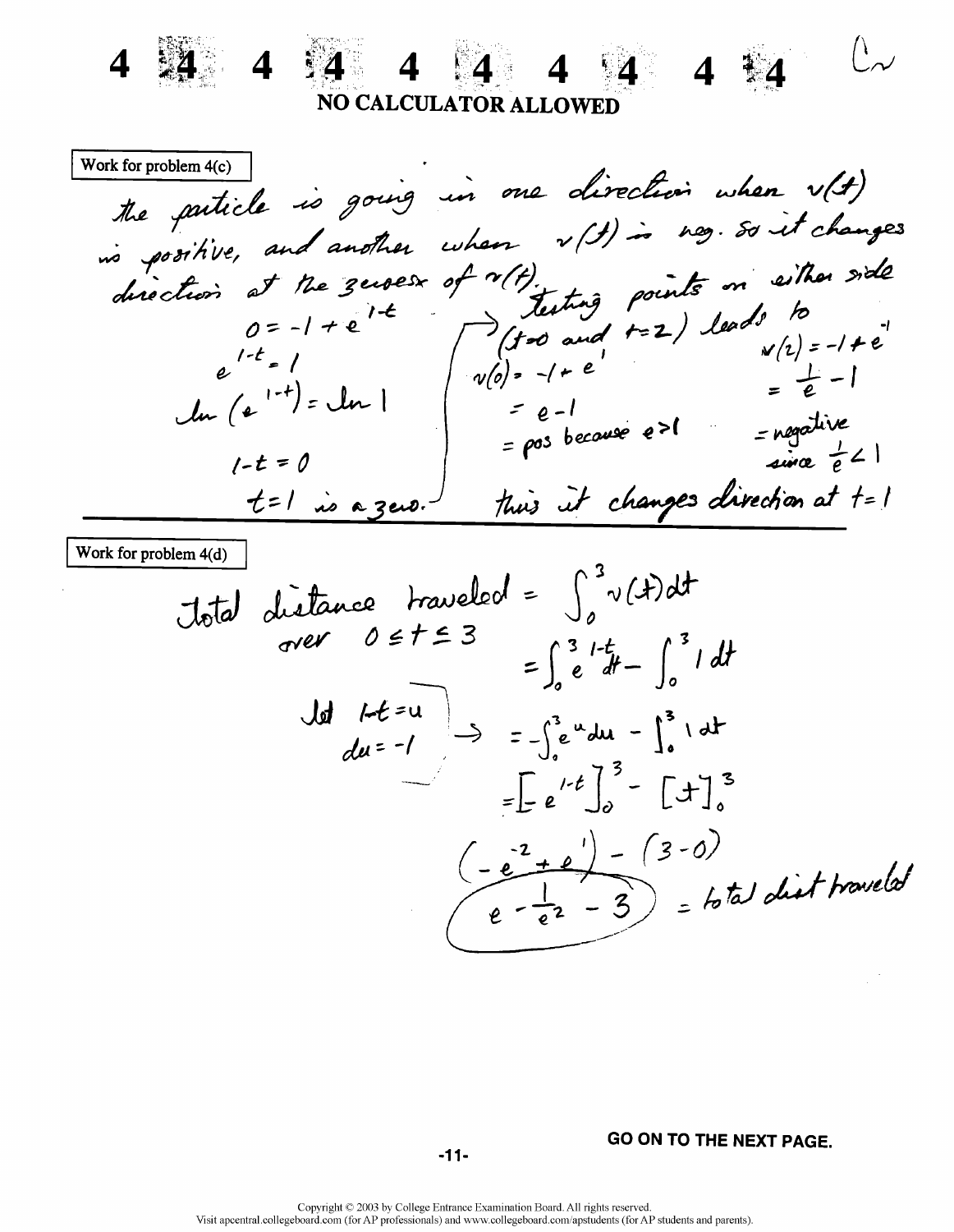# 4 4 4 4 4 4 4 4 4 4

**NO CALCULATOR ALLOWED**

Work for problem 4(c)

the particle is going in one direction when $v(t)$ is positive, and another when $v(t)$ is neg. so it changes direction at the zeroes of $v(t)$.

$0 = -1 + e^{1-t}$

$e^{1-t} = 1$

$\ln(e^{1-t}) = \ln 1$

$1 - t = 0$

$t = 1$ is a zero.

testing points on either side ($t=0$ and $t=2$) leads to

$v(0) = -1 + e^{1}$
$= e - 1$
$=$ pos because $e > 1$

$v(2) = -1 + e^{-1}$
$= \frac{1}{e} - 1$
$=$ negative since $\frac{1}{e} < 1$

thus it changes direction at $t = 1$

---

Work for problem 4(d)

Total distance traveled over $0 \leq t \leq 3$ $= \int_0^3 v(t)\,dt$

$= \int_0^3 e^{1-t}\,dt - \int_0^3 1\,dt$

let $1-t = u$
$du = -1$

$\rightarrow = -\int_0^3 e^{u}\,du - \int_0^3 1\,dt$

$= \left[-e^{1-t}\right]_0^3 - \left[t\right]_0^3$

$\left(-e^{-2} + e^{1}\right) - (3 - 0)$

$e - \frac{1}{e^2} - 3$ = total dist traveled

GO ON TO THE NEXT PAGE.

Copyright © 2003 by College Entrance Examination Board. All rights reserved.
Visit apcentral.collegeboard.com (for AP professionals) and www.collegeboard.com/apstudents (for AP students and parents).